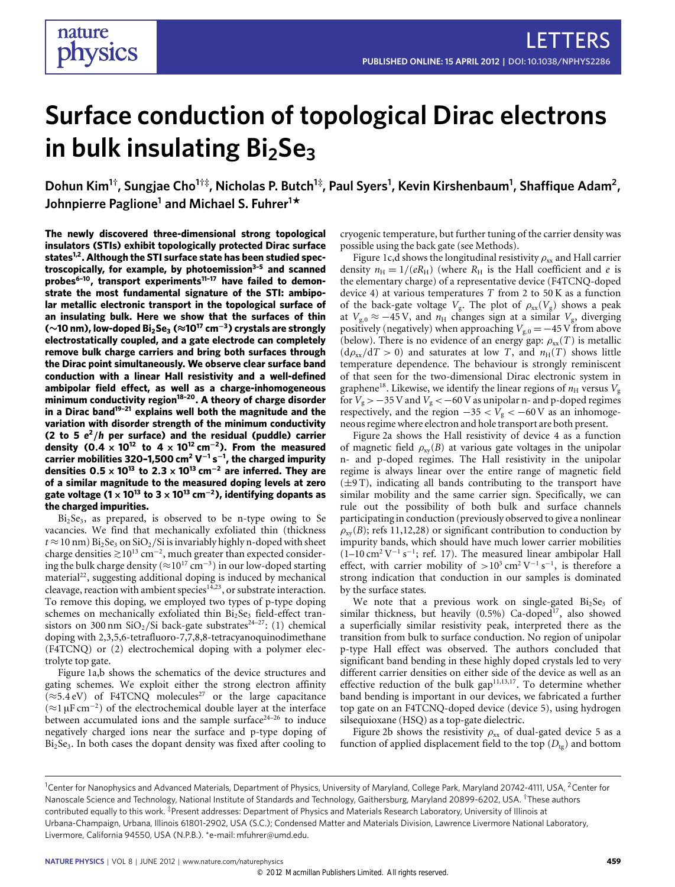# Surface conduction of topological Dirac electrons in bulk insulating $Bi_2Se_3$

**Dohun Kim[1†], Sungjae Cho[1†‡], Nicholas P. Butch[1‡], Paul Syers[1], Kevin Kirshenbaum[1], Shaffique Adam[2], Johnpierre Paglione[1] and Michael S. Fuhrer[1*]**

**The newly discovered three-dimensional strong topological insulators (STIs) exhibit topologically protected Dirac surface states[1,2]. Although the STI surface state has been studied spectroscopically, for example, by photoemission[3–5] and scanned probes[6–10], transport experiments[11–17] have failed to demonstrate the most fundamental signature of the STI: ambipolar metallic electronic transport in the topological surface of an insulating bulk. Here we show that the surfaces of thin (~10 nm), low-doped $Bi_2Se_3$ (≈$10^{17}$ $cm^{-3}$) crystals are strongly electrostatically coupled, and a gate electrode can completely remove bulk charge carriers and bring both surfaces through the Dirac point simultaneously. We observe clear surface band conduction with a linear Hall resistivity and a well-defined ambipolar field effect, as well as a charge-inhomogeneous minimum conductivity region[18–20]. A theory of charge disorder in a Dirac band[19–21] explains well both the magnitude and the variation with disorder strength of the minimum conductivity (2 to 5 $e^2/h$ per surface) and the residual (puddle) carrier density ($0.4 \times 10^{12}$ to $4 \times 10^{12}$ $cm^{-2}$). From the measured carrier mobilities 320–1,500 $cm^2$ $V^{-1}$ $s^{-1}$, the charged impurity densities $0.5 \times 10^{13}$ to $2.3 \times 10^{13}$ $cm^{-2}$ are inferred. They are of a similar magnitude to the measured doping levels at zero gate voltage ($1 \times 10^{13}$ to $3 \times 10^{13}$ $cm^{-2}$), identifying dopants as the charged impurities.**

$Bi_2Se_3$, as prepared, is observed to be n-type owing to Se vacancies. We find that mechanically exfoliated thin (thickness $t \approx 10$ nm) $Bi_2Se_3$ on $SiO_2$/Si is invariably highly n-doped with sheet charge densities $\gtrsim 10^{13}$ $cm^{-2}$, much greater than expected considering the bulk charge density (≈$10^{17}$ $cm^{-3}$) in our low-doped starting material[22], suggesting additional doping is induced by mechanical cleavage, reaction with ambient species[14,23], or substrate interaction. To remove this doping, we employed two types of p-type doping schemes on mechanically exfoliated thin $Bi_2Se_3$ field-effect transistors on 300 nm $SiO_2$/Si back-gate substrates[24–27]: (1) chemical doping with 2,3,5,6-tetrafluoro-7,7,8,8-tetracyanoquinodimethane (F4TCNQ) or (2) electrochemical doping with a polymer electrolyte top gate.

Figure 1a,b shows the schematics of the device structures and gating schemes. We exploit either the strong electron affinity (≈5.4 eV) of F4TCNQ molecules[27] or the large capacitance (≈1 μF $cm^{-2}$) of the electrochemical double layer at the interface between accumulated ions and the sample surface[24–26] to induce negatively charged ions near the surface and p-type doping of $Bi_2Se_3$. In both cases the dopant density was fixed after cooling to cryogenic temperature, but further tuning of the carrier density was possible using the back gate (see Methods).

Figure 1c,d shows the longitudinal resistivity $\rho_{xx}$ and Hall carrier density $n_H = 1/(eR_H)$ (where $R_H$ is the Hall coefficient and $e$ is the elementary charge) of a representative device (F4TCNQ-doped device 4) at various temperatures $T$ from 2 to 50 K as a function of the back-gate voltage $V_g$. The plot of $\rho_{xx}(V_g)$ shows a peak at $V_{g,0} \approx -45$ V, and $n_H$ changes sign at a similar $V_g$, diverging positively (negatively) when approaching $V_{g,0} = -45$ V from above (below). There is no evidence of an energy gap: $\rho_{xx}(T)$ is metallic ($d\rho_{xx}/dT > 0$) and saturates at low $T$, and $n_H(T)$ shows little temperature dependence. The behaviour is strongly reminiscent of that seen for the two-dimensional Dirac electronic system in graphene[18]. Likewise, we identify the linear regions of $n_H$ versus $V_g$ for $V_g > -35$ V and $V_g < -60$ V as unipolar n- and p-doped regimes respectively, and the region $-35 < V_g < -60$ V as an inhomogeneous regime where electron and hole transport are both present.

Figure 2a shows the Hall resistivity of device 4 as a function of magnetic field $\rho_{xy}(B)$ at various gate voltages in the unipolar n- and p-doped regimes. The Hall resistivity in the unipolar regime is always linear over the entire range of magnetic field (±9 T), indicating all bands contributing to the transport have similar mobility and the same carrier sign. Specifically, we can rule out the possibility of both bulk and surface channels participating in conduction (previously observed to give a nonlinear $\rho_{xy}(B)$; refs 11,12,28) or significant contribution to conduction by impurity bands, which should have much lower carrier mobilities (1–10 $cm^2$ $V^{-1}$ $s^{-1}$; ref. 17). The measured linear ambipolar Hall effect, with carrier mobility of $>10^3$ $cm^2$ $V^{-1}$ $s^{-1}$, is therefore a strong indication that conduction in our samples is dominated by the surface states.

We note that a previous work on single-gated $Bi_2Se_3$ of similar thickness, but heavily (0.5%) Ca-doped[17], also showed a superficially similar resistivity peak, interpreted there as the transition from bulk to surface conduction. No region of unipolar p-type Hall effect was observed. The authors concluded that significant band bending in these highly doped crystals led to very different carrier densities on either side of the device as well as an effective reduction of the bulk gap[11,13,17]. To determine whether band bending is important in our devices, we fabricated a further top gate on an F4TCNQ-doped device (device 5), using hydrogen silsequioxane (HSQ) as a top-gate dielectric.

Figure 2b shows the resistivity $\rho_{xx}$ of dual-gated device 5 as a function of applied displacement field to the top ($D_{tg}$) and bottom

[1]Center for Nanophysics and Advanced Materials, Department of Physics, University of Maryland, College Park, Maryland 20742-4111, USA, [2]Center for Nanoscale Science and Technology, National Institute of Standards and Technology, Gaithersburg, Maryland 20899-6202, USA. [†]These authors contributed equally to this work. [‡]Present addresses: Department of Physics and Materials Research Laboratory, University of Illinois at Urbana-Champaign, Urbana, Illinois 61801-2902, USA (S.C.); Condensed Matter and Materials Division, Lawrence Livermore National Laboratory, Livermore, California 94550, USA (N.P.B.). *e-mail: mfuhrer@umd.edu.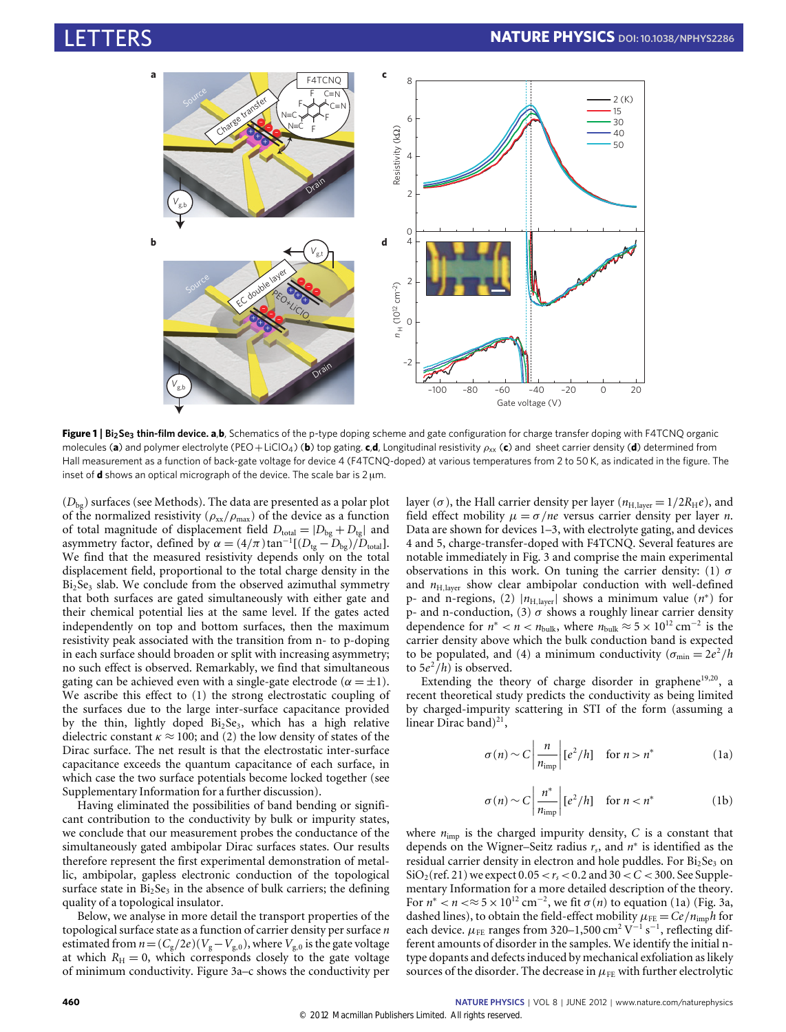**Figure 1 | $Bi_2Se_3$ thin-film device. a,b**, Schematics of the p-type doping scheme and gate configuration for charge transfer doping with F4TCNQ organic molecules (**a**) and polymer electrolyte (PEO + $LiClO_4$) (**b**) top gating. **c,d**, Longitudinal resistivity $\rho_{xx}$ (**c**) and sheet carrier density (**d**) determined from Hall measurement as a function of back-gate voltage for device 4 (F4TCNQ-doped) at various temperatures from 2 to 50 K, as indicated in the figure. The inset of **d** shows an optical micrograph of the device. The scale bar is 2 μm.

($D_{bg}$) surfaces (see Methods). The data are presented as a polar plot of the normalized resistivity ($\rho_{xx}/\rho_{max}$) of the device as a function of total magnitude of displacement field $D_{total} = |D_{bg} + D_{tg}|$ and asymmetry factor, defined by $\alpha = (4/\pi)\tan^{-1}[(D_{tg} - D_{bg})/D_{total}]$. We find that the measured resistivity depends only on the total displacement field, proportional to the total charge density in the $Bi_2Se_3$ slab. We conclude from the observed azimuthal symmetry that both surfaces are gated simultaneously with either gate and their chemical potential lies at the same level. If the gates acted independently on top and bottom surfaces, then the maximum resistivity peak associated with the transition from n- to p-doping in each surface should broaden or split with increasing asymmetry; no such effect is observed. Remarkably, we find that simultaneous gating can be achieved even with a single-gate electrode ($\alpha = \pm 1$). We ascribe this effect to (1) the strong electrostatic coupling of the surfaces due to the large inter-surface capacitance provided by the thin, lightly doped $Bi_2Se_3$, which has a high relative dielectric constant $\kappa \approx 100$; and (2) the low density of states of the Dirac surface. The net result is that the electrostatic inter-surface capacitance exceeds the quantum capacitance of each surface, in which case the two surface potentials become locked together (see Supplementary Information for a further discussion).

Having eliminated the possibilities of band bending or significant contribution to the conductivity by bulk or impurity states, we conclude that our measurement probes the conductance of the simultaneously gated ambipolar Dirac surfaces states. Our results therefore represent the first experimental demonstration of metallic, ambipolar, gapless electronic conduction of the topological surface state in $Bi_2Se_3$ in the absence of bulk carriers; the defining quality of a topological insulator.

Below, we analyse in more detail the transport properties of the topological surface state as a function of carrier density per surface $n$ estimated from $n = (C_g/2e)(V_g - V_{g,0})$, where $V_{g,0}$ is the gate voltage at which $R_H = 0$, which corresponds closely to the gate voltage of minimum conductivity. Figure 3a–c shows the conductivity per layer ($\sigma$), the Hall carrier density per layer ($n_{H,layer} = 1/2R_He$), and field effect mobility $\mu = \sigma/ne$ versus carrier density per layer $n$. Data are shown for devices 1–3, with electrolyte gating, and devices 4 and 5, charge-transfer-doped with F4TCNQ. Several features are notable immediately in Fig. 3 and comprise the main experimental observations in this work. On tuning the carrier density: (1) $\sigma$ and $n_{H,layer}$ show clear ambipolar conduction with well-defined p- and n-regions, (2) $|n_{H,layer}|$ shows a minimum value ($n^*$) for p- and n-conduction, (3) $\sigma$ shows a roughly linear carrier density dependence for $n^* < n < n_{bulk}$, where $n_{bulk} \approx 5 \times 10^{12}$ cm$^{-2}$ is the carrier density above which the bulk conduction band is expected to be populated, and (4) a minimum conductivity ($\sigma_{min} = 2e^2/h$ to $5e^2/h$) is observed.

Extending the theory of charge disorder in graphene[19,20], a recent theoretical study predicts the conductivity as being limited by charged-impurity scattering in STI of the form (assuming a linear Dirac band)[21],

$$\sigma(n) \sim C\left|\frac{n}{n_{imp}}\right|[e^2/h] \quad \text{for } n > n^* \tag{1a}$$

$$\sigma(n) \sim C\left|\frac{n^*}{n_{imp}}\right|[e^2/h] \quad \text{for } n < n^* \tag{1b}$$

where $n_{imp}$ is the charged impurity density, $C$ is a constant that depends on the Wigner–Seitz radius $r_s$, and $n^*$ is identified as the residual carrier density in electron and hole puddles. For $Bi_2Se_3$ on $SiO_2$ (ref. 21) we expect $0.05 < r_s < 0.2$ and $30 < C < 300$. See Supplementary Information for a more detailed description of the theory. For $n^* < n <\approx 5 \times 10^{12}$ cm$^{-2}$, we fit $\sigma(n)$ to equation (1a) (Fig. 3a, dashed lines), to obtain the field-effect mobility $\mu_{FE} = Ce/n_{imp}h$ for each device. $\mu_{FE}$ ranges from 320–1,500 cm$^2$ V$^{-1}$ s$^{-1}$, reflecting different amounts of disorder in the samples. We identify the initial n-type dopants and defects induced by mechanical exfoliation as likely sources of the disorder. The decrease in $\mu_{FE}$ with further electrolytic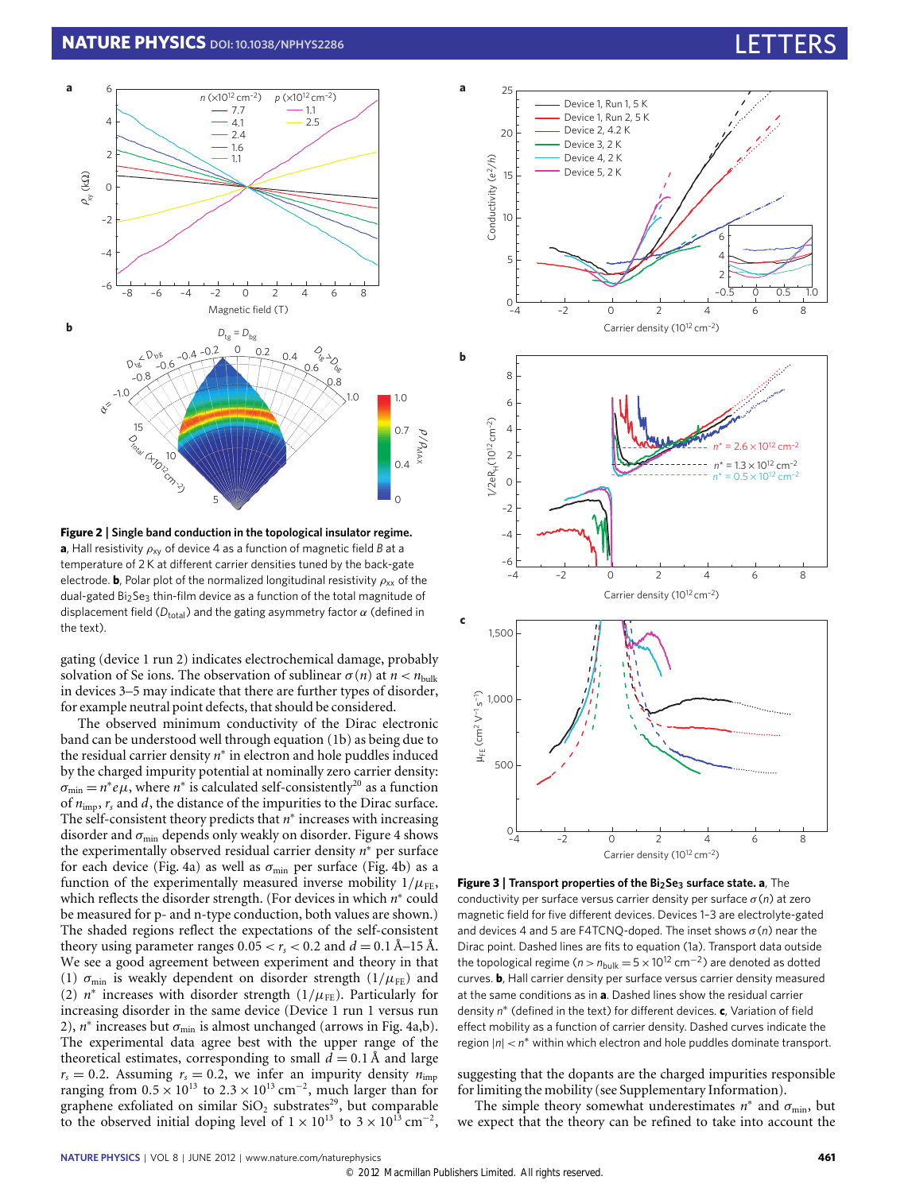**Figure 2 | Single band conduction in the topological insulator regime.** **a**, Hall resistivity $\rho_{xy}$ of device 4 as a function of magnetic field $B$ at a temperature of 2 K at different carrier densities tuned by the back-gate electrode. **b**, Polar plot of the normalized longitudinal resistivity $\rho_{xx}$ of the dual-gated $Bi_2Se_3$ thin-film device as a function of the total magnitude of displacement field ($D_{total}$) and the gating asymmetry factor $\alpha$ (defined in the text).

gating (device 1 run 2) indicates electrochemical damage, probably solvation of Se ions. The observation of sublinear $\sigma(n)$ at $n < n_{bulk}$ in devices 3–5 may indicate that there are further types of disorder, for example neutral point defects, that should be considered.

The observed minimum conductivity of the Dirac electronic band can be understood well through equation (1b) as being due to the residual carrier density $n^*$ in electron and hole puddles induced by the charged impurity potential at nominally zero carrier density: $\sigma_{min} = n^* e\mu$, where $n^*$ is calculated self-consistently[20] as a function of $n_{imp}$, $r_s$ and $d$, the distance of the impurities to the Dirac surface. The self-consistent theory predicts that $n^*$ increases with increasing disorder and $\sigma_{min}$ depends only weakly on disorder. Figure 4 shows the experimentally observed residual carrier density $n^*$ per surface for each device (Fig. 4a) as well as $\sigma_{min}$ per surface (Fig. 4b) as a function of the experimentally measured inverse mobility $1/\mu_{FE}$, which reflects the disorder strength. (For devices in which $n^*$ could be measured for p- and n-type conduction, both values are shown.) The shaded regions reflect the expectations of the self-consistent theory using parameter ranges $0.05 < r_s < 0.2$ and $d = 0.1$ Å–15 Å. We see a good agreement between experiment and theory in that (1) $\sigma_{min}$ is weakly dependent on disorder strength ($1/\mu_{FE}$) and (2) $n^*$ increases with disorder strength ($1/\mu_{FE}$). Particularly for increasing disorder in the same device (Device 1 run 1 versus run 2), $n^*$ increases but $\sigma_{min}$ is almost unchanged (arrows in Fig. 4a,b). The experimental data agree best with the upper range of the theoretical estimates, corresponding to small $d = 0.1$ Å and large $r_s = 0.2$. Assuming $r_s = 0.2$, we infer an impurity density $n_{imp}$ ranging from $0.5 \times 10^{13}$ to $2.3 \times 10^{13}$ cm$^{-2}$, much larger than for graphene exfoliated on similar $SiO_2$ substrates[29], but comparable to the observed initial doping level of $1 \times 10^{13}$ to $3 \times 10^{13}$ cm$^{-2}$, suggesting that the dopants are the charged impurities responsible for limiting the mobility (see Supplementary Information).

The simple theory somewhat underestimates $n^*$ and $\sigma_{min}$, but we expect that the theory can be refined to take into account the

**Figure 3 | Transport properties of the $Bi_2Se_3$ surface state.** **a**, The conductivity per surface versus carrier density per surface $\sigma(n)$ at zero magnetic field for five different devices. Devices 1–3 are electrolyte-gated and devices 4 and 5 are F4TCNQ-doped. The inset shows $\sigma(n)$ near the Dirac point. Dashed lines are fits to equation (1a). Transport data outside the topological regime ($n > n_{bulk} = 5 \times 10^{12}$ cm$^{-2}$) are denoted as dotted curves. **b**, Hall carrier density per surface versus carrier density measured at the same conditions as in **a**. Dashed lines show the residual carrier density $n^*$ (defined in the text) for different devices. **c**, Variation of field effect mobility as a function of carrier density. Dashed curves indicate the region $|n| < n^*$ within which electron and hole puddles dominate transport.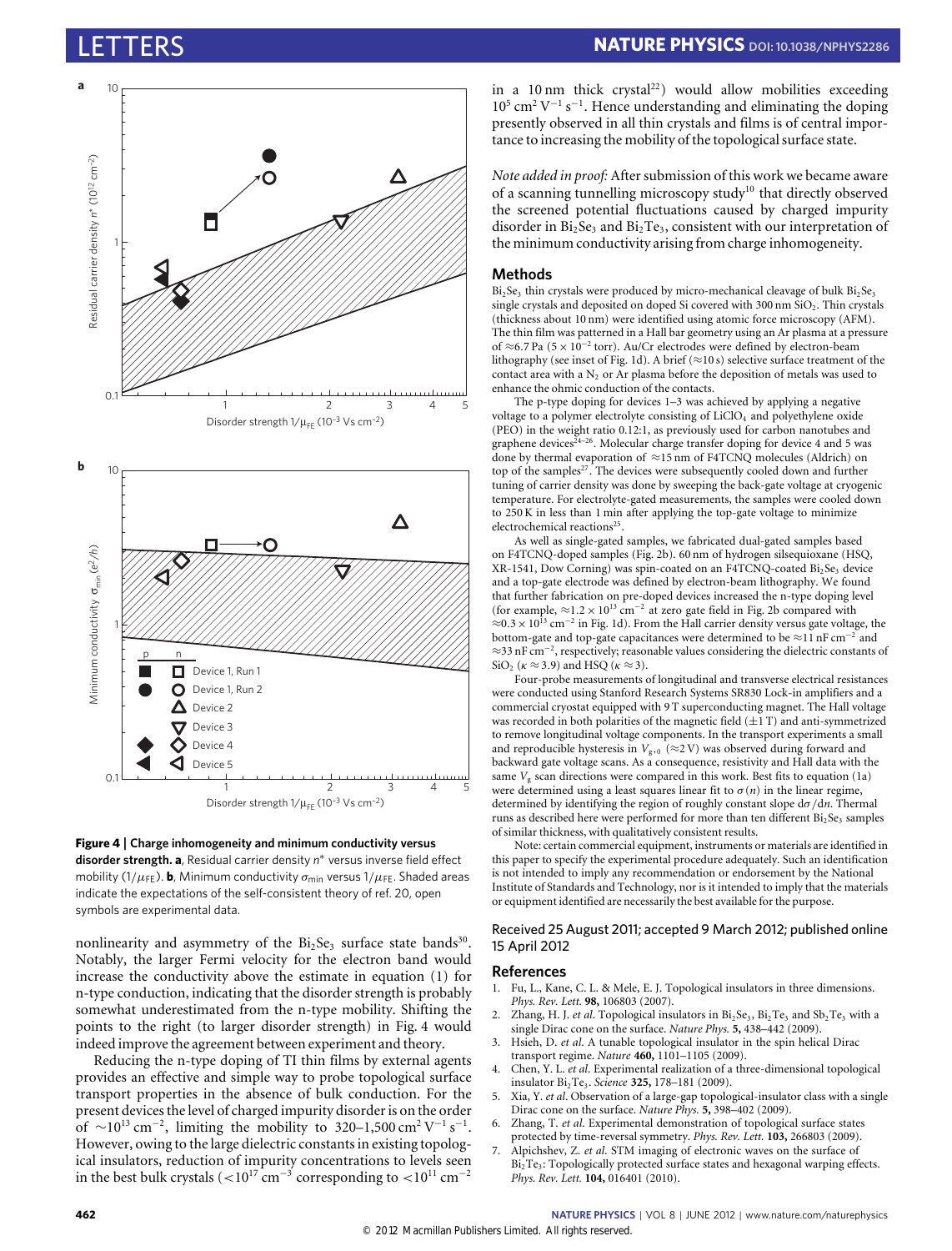**Figure 4 | Charge inhomogeneity and minimum conductivity versus disorder strength. a**, Residual carrier density $n^*$ versus inverse field effect mobility ($1/\mu_{FE}$). **b**, Minimum conductivity $\sigma_{min}$ versus $1/\mu_{FE}$. Shaded areas indicate the expectations of the self-consistent theory of ref. 20, open symbols are experimental data.

nonlinearity and asymmetry of the $Bi_2Se_3$ surface state bands[30]. Notably, the larger Fermi velocity for the electron band would increase the conductivity above the estimate in equation (1) for n-type conduction, indicating that the disorder strength is probably somewhat underestimated from the n-type mobility. Shifting the points to the right (to larger disorder strength) in Fig. 4 would indeed improve the agreement between experiment and theory.

Reducing the n-type doping of TI thin films by external agents provides an effective and simple way to probe topological surface transport properties in the absence of bulk conduction. For the present devices the level of charged impurity disorder is on the order of $\sim 10^{13}$ cm$^{-2}$, limiting the mobility to 320–1,500 cm$^2$ V$^{-1}$ s$^{-1}$. However, owing to the large dielectric constants in existing topological insulators, reduction of impurity concentrations to levels seen in the best bulk crystals ($<10^{17}$ cm$^{-3}$ corresponding to $<10^{11}$ cm$^{-2}$ in a 10 nm thick crystal[22]) would allow mobilities exceeding $10^5$ cm$^2$ V$^{-1}$ s$^{-1}$. Hence understanding and eliminating the doping presently observed in all thin crystals and films is of central importance to increasing the mobility of the topological surface state.

*Note added in proof:* After submission of this work we became aware of a scanning tunnelling microscopy study[10] that directly observed the screened potential fluctuations caused by charged impurity disorder in $Bi_2Se_3$ and $Bi_2Te_3$, consistent with our interpretation of the minimum conductivity arising from charge inhomogeneity.

## Methods

$Bi_2Se_3$ thin crystals were produced by micro-mechanical cleavage of bulk $Bi_2Se_3$ single crystals and deposited on doped Si covered with 300 nm $SiO_2$. Thin crystals (thickness about 10 nm) were identified using atomic force microscopy (AFM). The thin film was patterned in a Hall bar geometry using an Ar plasma at a pressure of ≈6.7 Pa ($5\times10^{-2}$ torr). Au/Cr electrodes were defined by electron-beam lithography (see inset of Fig. 1d). A brief (≈10 s) selective surface treatment of the contact area with a $N_2$ or Ar plasma before the deposition of metals was used to enhance the ohmic conduction of the contacts.

The p-type doping for devices 1–3 was achieved by applying a negative voltage to a polymer electrolyte consisting of $LiClO_4$ and polyethylene oxide (PEO) in the weight ratio 0.12:1, as previously used for carbon nanotubes and graphene devices[24–26]. Molecular charge transfer doping for device 4 and 5 was done by thermal evaporation of ≈15 nm of F4TCNQ molecules (Aldrich) on top of the samples[27]. The devices were subsequently cooled down and further tuning of carrier density was done by sweeping the back-gate voltage at cryogenic temperature. For electrolyte-gated measurements, the samples were cooled down to 250 K in less than 1 min after applying the top-gate voltage to minimize electrochemical reactions[25].

As well as single-gated samples, we fabricated dual-gated samples based on F4TCNQ-doped samples (Fig. 2b). 60 nm of hydrogen silsequioxane (HSQ, XR-1541, Dow Corning) was spin-coated on an F4TCNQ-coated $Bi_2Se_3$ device and a top-gate electrode was defined by electron-beam lithography. We found that further fabrication on pre-doped devices increased the n-type doping level (for example, $\approx 1.2\times10^{13}$ cm$^{-2}$ at zero gate field in Fig. 2b compared with $\approx 0.3\times10^{13}$ cm$^{-2}$ in Fig. 1d). From the Hall carrier density versus gate voltage, the bottom-gate and top-gate capacitances were determined to be ≈11 nF cm$^{-2}$ and ≈33 nF cm$^{-2}$, respectively; reasonable values considering the dielectric constants of $SiO_2$ ($\kappa \approx 3.9$) and HSQ ($\kappa \approx 3$).

Four-probe measurements of longitudinal and transverse electrical resistances were conducted using Stanford Research Systems SR830 Lock-in amplifiers and a commercial cryostat equipped with 9 T superconducting magnet. The Hall voltage was recorded in both polarities of the magnetic field (±1 T) and anti-symmetrized to remove longitudinal voltage components. In the transport experiments a small and reproducible hysteresis in $V_{g,0}$ (≈2 V) was observed during forward and backward gate voltage scans. As a consequence, resistivity and Hall data with the same $V_g$ scan directions were compared in this work. Best fits to equation (1a) were determined using a least squares linear fit to $\sigma(n)$ in the linear regime, determined by identifying the region of roughly constant slope $d\sigma/dn$. Thermal runs as described here were performed for more than ten different $Bi_2Se_3$ samples of similar thickness, with qualitatively consistent results.

Note: certain commercial equipment, instruments or materials are identified in this paper to specify the experimental procedure adequately. Such an identification is not intended to imply any recommendation or endorsement by the National Institute of Standards and Technology, nor is it intended to imply that the materials or equipment identified are necessarily the best available for the purpose.

Received 25 August 2011; accepted 9 March 2012; published online 15 April 2012

## References

1. Fu, L., Kane, C. L. & Mele, E. J. Topological insulators in three dimensions. *Phys. Rev. Lett.* **98,** 106803 (2007).
2. Zhang, H. J. *et al.* Topological insulators in $Bi_2Se_3$, $Bi_2Te_3$ and $Sb_2Te_3$ with a single Dirac cone on the surface. *Nature Phys.* **5,** 438–442 (2009).
3. Hsieh, D. *et al.* A tunable topological insulator in the spin helical Dirac transport regime. *Nature* **460,** 1101–1105 (2009).
4. Chen, Y. L. *et al.* Experimental realization of a three-dimensional topological insulator $Bi_2Te_3$. *Science* **325,** 178–181 (2009).
5. Xia, Y. *et al.* Observation of a large-gap topological-insulator class with a single Dirac cone on the surface. *Nature Phys.* **5,** 398–402 (2009).
6. Zhang, T. *et al.* Experimental demonstration of topological surface states protected by time-reversal symmetry. *Phys. Rev. Lett.* **103,** 266803 (2009).
7. Alpichshev, Z. *et al.* STM imaging of electronic waves on the surface of $Bi_2Te_3$: Topologically protected surface states and hexagonal warping effects. *Phys. Rev. Lett.* **104,** 016401 (2010).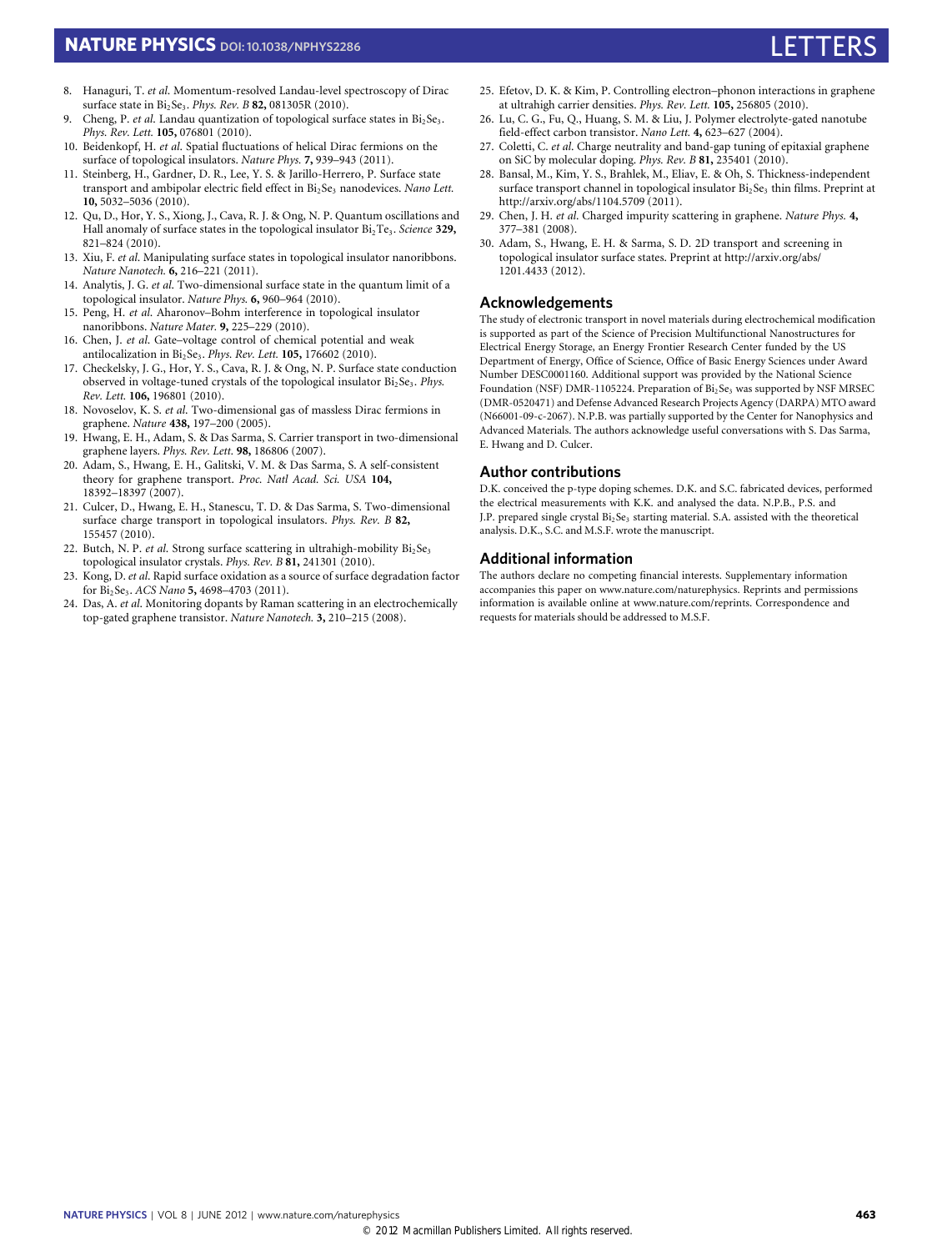8. Hanaguri, T. *et al.* Momentum-resolved Landau-level spectroscopy of Dirac surface state in $Bi_2Se_3$. *Phys. Rev. B* **82,** 081305R (2010).
9. Cheng, P. *et al.* Landau quantization of topological surface states in $Bi_2Se_3$. *Phys. Rev. Lett.* **105,** 076801 (2010).
10. Beidenkopf, H. *et al.* Spatial fluctuations of helical Dirac fermions on the surface of topological insulators. *Nature Phys.* **7,** 939–943 (2011).
11. Steinberg, H., Gardner, D. R., Lee, Y. S. & Jarillo-Herrero, P. Surface state transport and ambipolar electric field effect in $Bi_2Se_3$ nanodevices. *Nano Lett.* **10,** 5032–5036 (2010).
12. Qu, D., Hor, Y. S., Xiong, J., Cava, R. J. & Ong, N. P. Quantum oscillations and Hall anomaly of surface states in the topological insulator $Bi_2Te_3$. *Science* **329,** 821–824 (2010).
13. Xiu, F. *et al.* Manipulating surface states in topological insulator nanoribbons. *Nature Nanotech.* **6,** 216–221 (2011).
14. Analytis, J. G. *et al.* Two-dimensional surface state in the quantum limit of a topological insulator. *Nature Phys.* **6,** 960–964 (2010).
15. Peng, H. *et al.* Aharonov–Bohm interference in topological insulator nanoribbons. *Nature Mater.* **9,** 225–229 (2010).
16. Chen, J. *et al.* Gate–voltage control of chemical potential and weak antilocalization in $Bi_2Se_3$. *Phys. Rev. Lett.* **105,** 176602 (2010).
17. Checkelsky, J. G., Hor, Y. S., Cava, R. J. & Ong, N. P. Surface state conduction observed in voltage-tuned crystals of the topological insulator $Bi_2Se_3$. *Phys. Rev. Lett.* **106,** 196801 (2010).
18. Novoselov, K. S. *et al.* Two-dimensional gas of massless Dirac fermions in graphene. *Nature* **438,** 197–200 (2005).
19. Hwang, E. H., Adam, S. & Das Sarma, S. Carrier transport in two-dimensional graphene layers. *Phys. Rev. Lett.* **98,** 186806 (2007).
20. Adam, S., Hwang, E. H., Galitski, V. M. & Das Sarma, S. A self-consistent theory for graphene transport. *Proc. Natl Acad. Sci. USA* **104,** 18392–18397 (2007).
21. Culcer, D., Hwang, E. H., Stanescu, T. D. & Das Sarma, S. Two-dimensional surface charge transport in topological insulators. *Phys. Rev. B* **82,** 155457 (2010).
22. Butch, N. P. *et al.* Strong surface scattering in ultrahigh-mobility $Bi_2Se_3$ topological insulator crystals. *Phys. Rev. B* **81,** 241301 (2010).
23. Kong, D. *et al.* Rapid surface oxidation as a source of surface degradation factor for $Bi_2Se_3$. *ACS Nano* **5,** 4698–4703 (2011).
24. Das, A. *et al.* Monitoring dopants by Raman scattering in an electrochemically top-gated graphene transistor. *Nature Nanotech.* **3,** 210–215 (2008).
25. Efetov, D. K. & Kim, P. Controlling electron–phonon interactions in graphene at ultrahigh carrier densities. *Phys. Rev. Lett.* **105,** 256805 (2010).
26. Lu, C. G., Fu, Q., Huang, S. M. & Liu, J. Polymer electrolyte-gated nanotube field-effect carbon transistor. *Nano Lett.* **4,** 623–627 (2004).
27. Coletti, C. *et al.* Charge neutrality and band-gap tuning of epitaxial graphene on SiC by molecular doping. *Phys. Rev. B* **81,** 235401 (2010).
28. Bansal, M., Kim, Y. S., Brahlek, M., Eliav, E. & Oh, S. Thickness-independent surface transport channel in topological insulator $Bi_2Se_3$ thin films. Preprint at http://arxiv.org/abs/1104.5709 (2011).
29. Chen, J. H. *et al.* Charged impurity scattering in graphene. *Nature Phys.* **4,** 377–381 (2008).
30. Adam, S., Hwang, E. H. & Sarma, S. D. 2D transport and screening in topological insulator surface states. Preprint at http://arxiv.org/abs/1201.4433 (2012).

## Acknowledgements

The study of electronic transport in novel materials during electrochemical modification is supported as part of the Science of Precision Multifunctional Nanostructures for Electrical Energy Storage, an Energy Frontier Research Center funded by the US Department of Energy, Office of Science, Office of Basic Energy Sciences under Award Number DESC0001160. Additional support was provided by the National Science Foundation (NSF) DMR-1105224. Preparation of $Bi_2Se_3$ was supported by NSF MRSEC (DMR-0520471) and Defense Advanced Research Projects Agency (DARPA) MTO award (N66001-09-c-2067). N.P.B. was partially supported by the Center for Nanophysics and Advanced Materials. The authors acknowledge useful conversations with S. Das Sarma, E. Hwang and D. Culcer.

## Author contributions

D.K. conceived the p-type doping schemes. D.K. and S.C. fabricated devices, performed the electrical measurements with K.K. and analysed the data. N.P.B., P.S. and J.P. prepared single crystal $Bi_2Se_3$ starting material. S.A. assisted with the theoretical analysis. D.K., S.C. and M.S.F. wrote the manuscript.

## Additional information

The authors declare no competing financial interests. Supplementary information accompanies this paper on www.nature.com/naturephysics. Reprints and permissions information is available online at www.nature.com/reprints. Correspondence and requests for materials should be addressed to M.S.F.